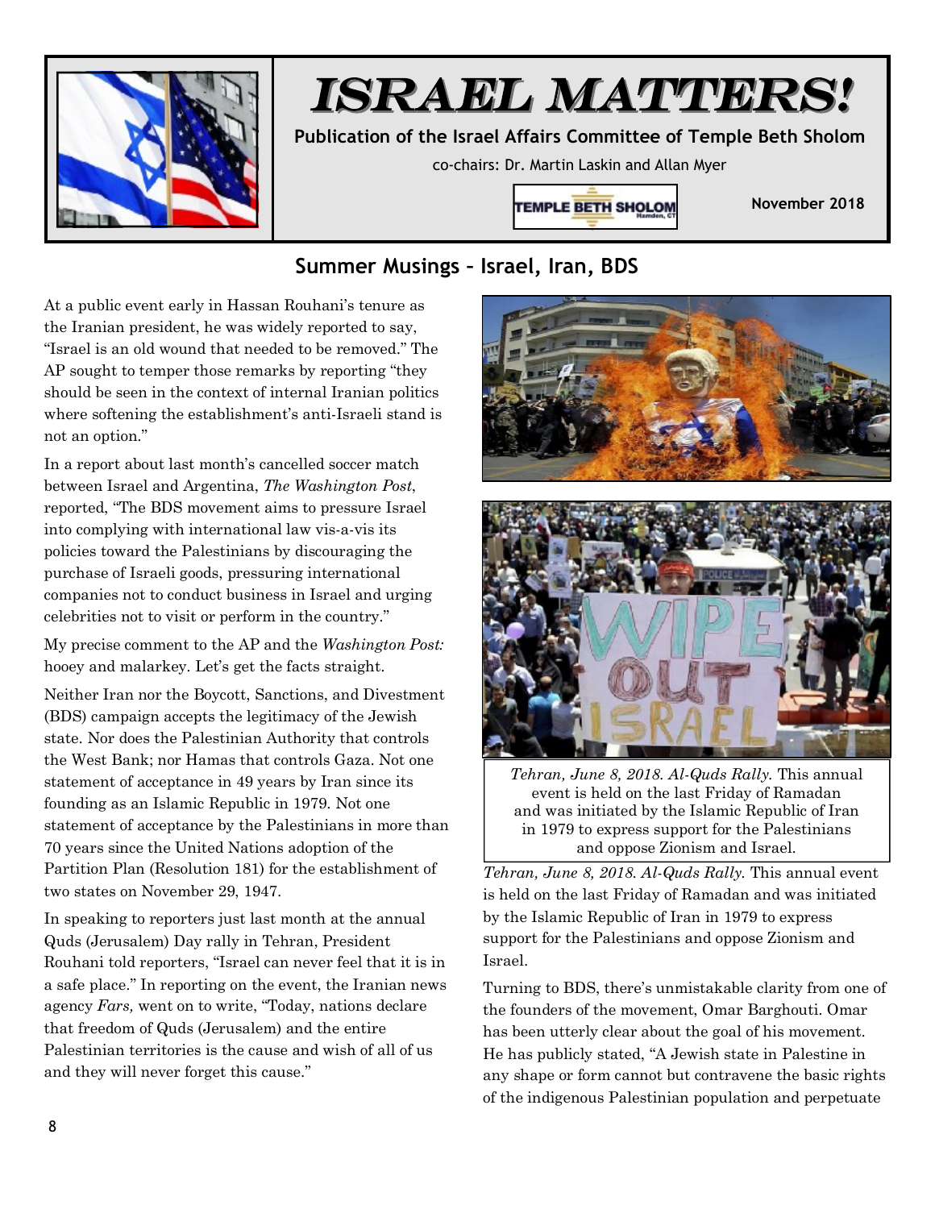# ISRAEL MATTERS!

**Publication of the Israel Affairs Committee of Temple Beth Sholom**

co-chairs: Dr. Martin Laskin and Allan Myer

**November 2018**

## Summer Musings – Israel, Iran, BDS

At a public event early in Hassan Rouhani's tenure as the Iranian president, he was widely reported to say, "Israel is an old wound that needed to be removed." The AP sought to temper those remarks by reporting "they should be seen in the context of internal Iranian politics where softening the establishment's anti-Israeli stand is not an option."

In a report about last month's cancelled soccer match between Israel and Argentina, *The Washington Post*, reported, "The BDS movement aims to pressure Israel into complying with international law vis-a-vis its policies toward the Palestinians by discouraging the purchase of Israeli goods, pressuring international companies not to conduct business in Israel and urging celebrities not to visit or perform in the country."

My precise comment to the AP and the *Washington Post:* hooey and malarkey. Let's get the facts straight.

Neither Iran nor the Boycott, Sanctions, and Divestment (BDS) campaign accepts the legitimacy of the Jewish state. Nor does the Palestinian Authority that controls the West Bank; nor Hamas that controls Gaza. Not one statement of acceptance in 49 years by Iran since its founding as an Islamic Republic in 1979. Not one statement of acceptance by the Palestinians in more than 70 years since the United Nations adoption of the Partition Plan (Resolution 181) for the establishment of two states on November 29, 1947.

In speaking to reporters just last month at the annual Quds (Jerusalem) Day rally in Tehran, President Rouhani told reporters, "Israel can never feel that it is in a safe place." In reporting on the event, the Iranian news agency *Fars,* went on to write, "Today, nations declare that freedom of Quds (Jerusalem) and the entire Palestinian territories is the cause and wish of all of us and they will never forget this cause."

*Tehran, June 8, 2018. Al-Quds Rally.* This annual event is held on the last Friday of Ramadan and was initiated by the Islamic Republic of Iran in 1979 to express support for the Palestinians and oppose Zionism and Israel.

*Tehran, June 8, 2018. Al-Quds Rally.* This annual event is held on the last Friday of Ramadan and was initiated by the Islamic Republic of Iran in 1979 to express support for the Palestinians and oppose Zionism and Israel.

Turning to BDS, there's unmistakable clarity from one of the founders of the movement, Omar Barghouti. Omar has been utterly clear about the goal of his movement. He has publicly stated, "A Jewish state in Palestine in any shape or form cannot but contravene the basic rights of the indigenous Palestinian population and perpetuate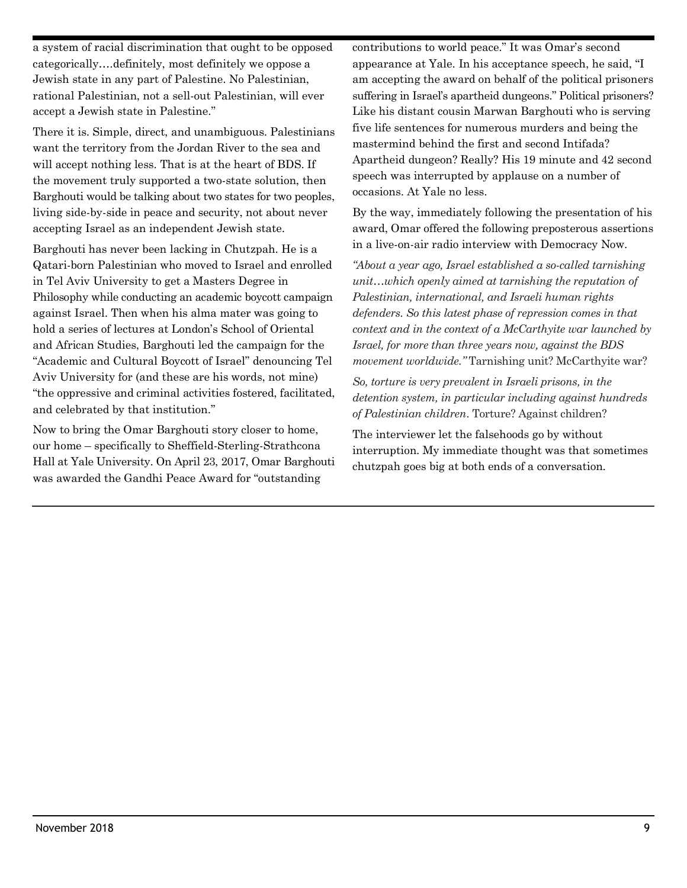a system of racial discrimination that ought to be opposed categorically….definitely, most definitely we oppose a Jewish state in any part of Palestine. No Palestinian, rational Palestinian, not a sell-out Palestinian, will ever accept a Jewish state in Palestine."

There it is. Simple, direct, and unambiguous. Palestinians want the territory from the Jordan River to the sea and will accept nothing less. That is at the heart of BDS. If the movement truly supported a two-state solution, then Barghouti would be talking about two states for two peoples, living side-by-side in peace and security, not about never accepting Israel as an independent Jewish state.

Barghouti has never been lacking in Chutzpah. He is a Qatari-born Palestinian who moved to Israel and enrolled in Tel Aviv University to get a Masters Degree in Philosophy while conducting an academic boycott campaign against Israel. Then when his alma mater was going to hold a series of lectures at London's School of Oriental and African Studies, Barghouti led the campaign for the "Academic and Cultural Boycott of Israel" denouncing Tel Aviv University for (and these are his words, not mine) "the oppressive and criminal activities fostered, facilitated, and celebrated by that institution."

Now to bring the Omar Barghouti story closer to home, our home – specifically to Sheffield-Sterling-Strathcona Hall at Yale University. On April 23, 2017, Omar Barghouti was awarded the Gandhi Peace Award for "outstanding contributions to world peace." It was Omar's second appearance at Yale. In his acceptance speech, he said, "I am accepting the award on behalf of the political prisoners suffering in Israel's apartheid dungeons." Political prisoners? Like his distant cousin Marwan Barghouti who is serving five life sentences for numerous murders and being the mastermind behind the first and second Intifada? Apartheid dungeon? Really? His 19 minute and 42 second speech was interrupted by applause on a number of occasions. At Yale no less.

By the way, immediately following the presentation of his award, Omar offered the following preposterous assertions in a live-on-air radio interview with Democracy Now.

*"About a year ago, Israel established a so-called tarnishing unit…which openly aimed at tarnishing the reputation of Palestinian, international, and Israeli human rights defenders. So this latest phase of repression comes in that context and in the context of a McCarthyite war launched by Israel, for more than three years now, against the BDS movement worldwide."* Tarnishing unit? McCarthyite war?

*So, torture is very prevalent in Israeli prisons, in the detention system, in particular including against hundreds of Palestinian children.* Torture? Against children?

The interviewer let the falsehoods go by without interruption. My immediate thought was that sometimes chutzpah goes big at both ends of a conversation.